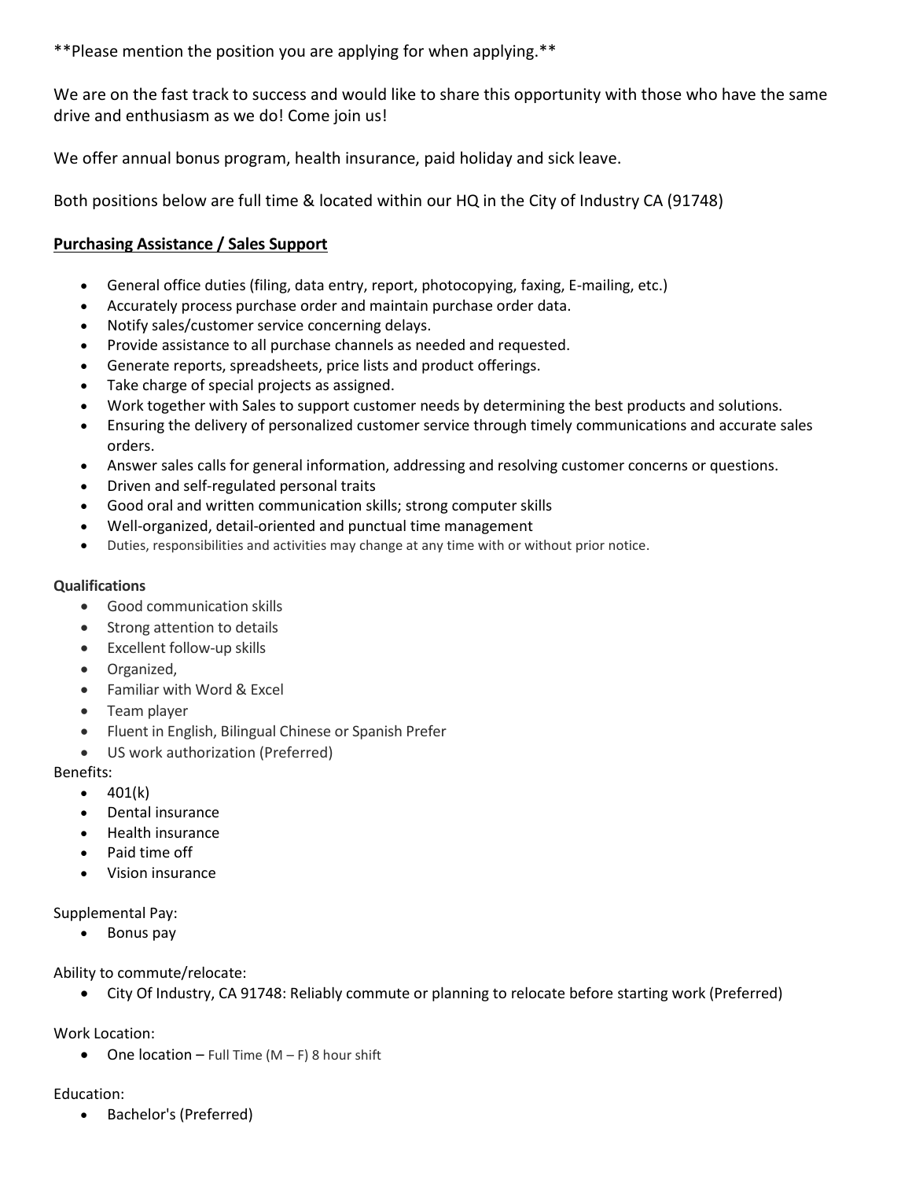**Please mention the position you are applying for when applying.**

We are on the fast track to success and would like to share this opportunity with those who have the same drive and enthusiasm as we do! Come join us!

We offer annual bonus program, health insurance, paid holiday and sick leave.

Both positions below are full time & located within our HQ in the City of Industry CA (91748)

## Purchasing Assistance / Sales Support

- General office duties (filing, data entry, report, photocopying, faxing, E-mailing, etc.)
- Accurately process purchase order and maintain purchase order data.
- Notify sales/customer service concerning delays.
- Provide assistance to all purchase channels as needed and requested.
- Generate reports, spreadsheets, price lists and product offerings.
- Take charge of special projects as assigned.
- Work together with Sales to support customer needs by determining the best products and solutions.
- Ensuring the delivery of personalized customer service through timely communications and accurate sales orders.
- Answer sales calls for general information, addressing and resolving customer concerns or questions.
- Driven and self-regulated personal traits
- Good oral and written communication skills; strong computer skills
- Well-organized, detail-oriented and punctual time management
- Duties, responsibilities and activities may change at any time with or without prior notice.

**Qualifications**

- Good communication skills
- Strong attention to details
- Excellent follow-up skills
- Organized,
- Familiar with Word & Excel
- Team player
- Fluent in English, Bilingual Chinese or Spanish Prefer
- US work authorization (Preferred)

Benefits:

- 401(k)
- Dental insurance
- Health insurance
- Paid time off
- Vision insurance

Supplemental Pay:

- Bonus pay

Ability to commute/relocate:

- City Of Industry, CA 91748: Reliably commute or planning to relocate before starting work (Preferred)

Work Location:

- One location – Full Time (M – F) 8 hour shift

Education:

- Bachelor's (Preferred)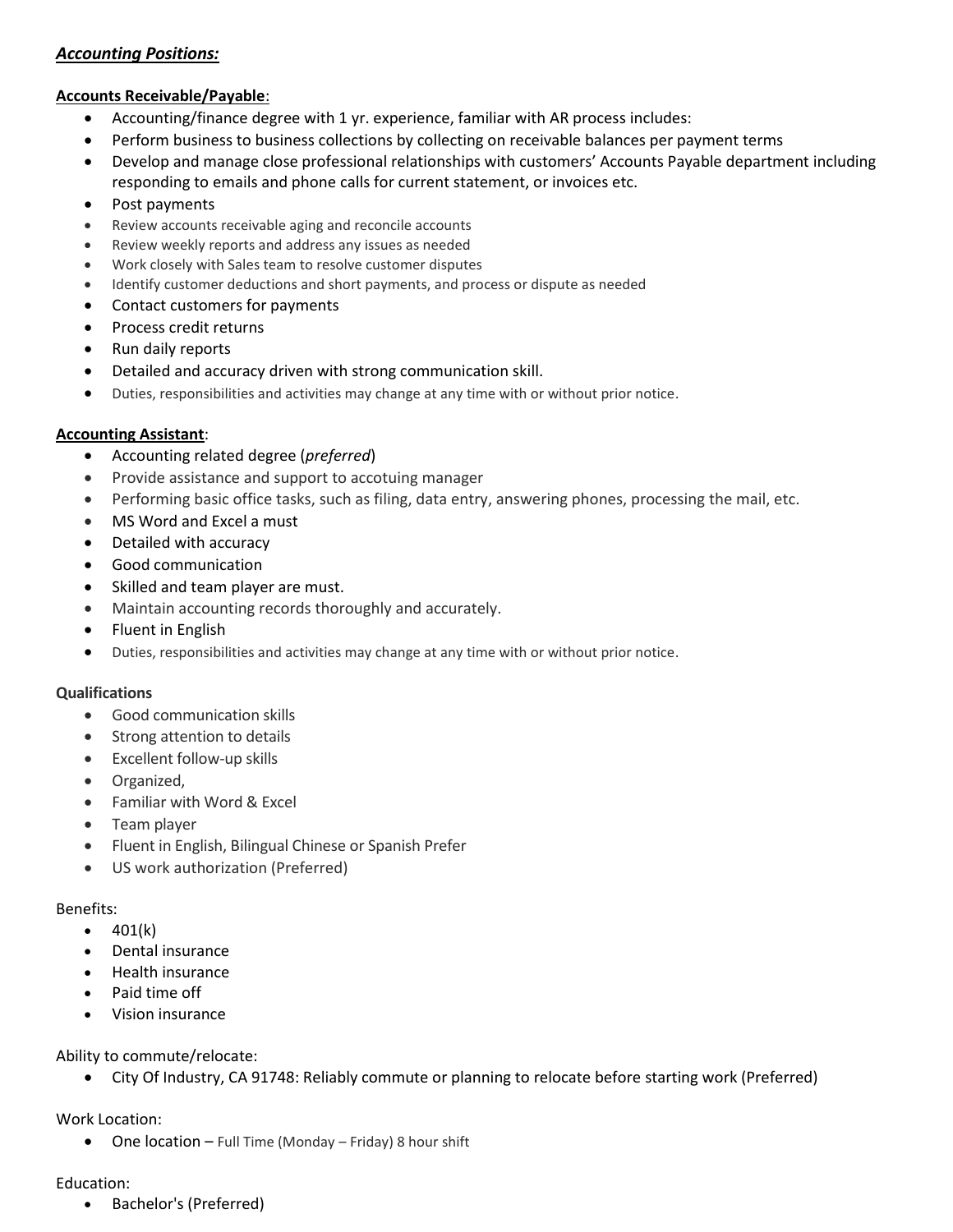***Accounting Positions:***

**Accounts Receivable/Payable**:

- Accounting/finance degree with 1 yr. experience, familiar with AR process includes:
- Perform business to business collections by collecting on receivable balances per payment terms
- Develop and manage close professional relationships with customers' Accounts Payable department including responding to emails and phone calls for current statement, or invoices etc.
- Post payments
- Review accounts receivable aging and reconcile accounts
- Review weekly reports and address any issues as needed
- Work closely with Sales team to resolve customer disputes
- Identify customer deductions and short payments, and process or dispute as needed
- Contact customers for payments
- Process credit returns
- Run daily reports
- Detailed and accuracy driven with strong communication skill.
- Duties, responsibilities and activities may change at any time with or without prior notice.

**Accounting Assistant**:

- Accounting related degree (*preferred*)
- Provide assistance and support to accotuing manager
- Performing basic office tasks, such as filing, data entry, answering phones, processing the mail, etc.
- MS Word and Excel a must
- Detailed with accuracy
- Good communication
- Skilled and team player are must.
- Maintain accounting records thoroughly and accurately.
- Fluent in English
- Duties, responsibilities and activities may change at any time with or without prior notice.

**Qualifications**

- Good communication skills
- Strong attention to details
- Excellent follow-up skills
- Organized,
- Familiar with Word & Excel
- Team player
- Fluent in English, Bilingual Chinese or Spanish Prefer
- US work authorization (Preferred)

Benefits:

- 401(k)
- Dental insurance
- Health insurance
- Paid time off
- Vision insurance

Ability to commute/relocate:

- City Of Industry, CA 91748: Reliably commute or planning to relocate before starting work (Preferred)

Work Location:

- One location – Full Time (Monday – Friday) 8 hour shift

Education:

- Bachelor's (Preferred)